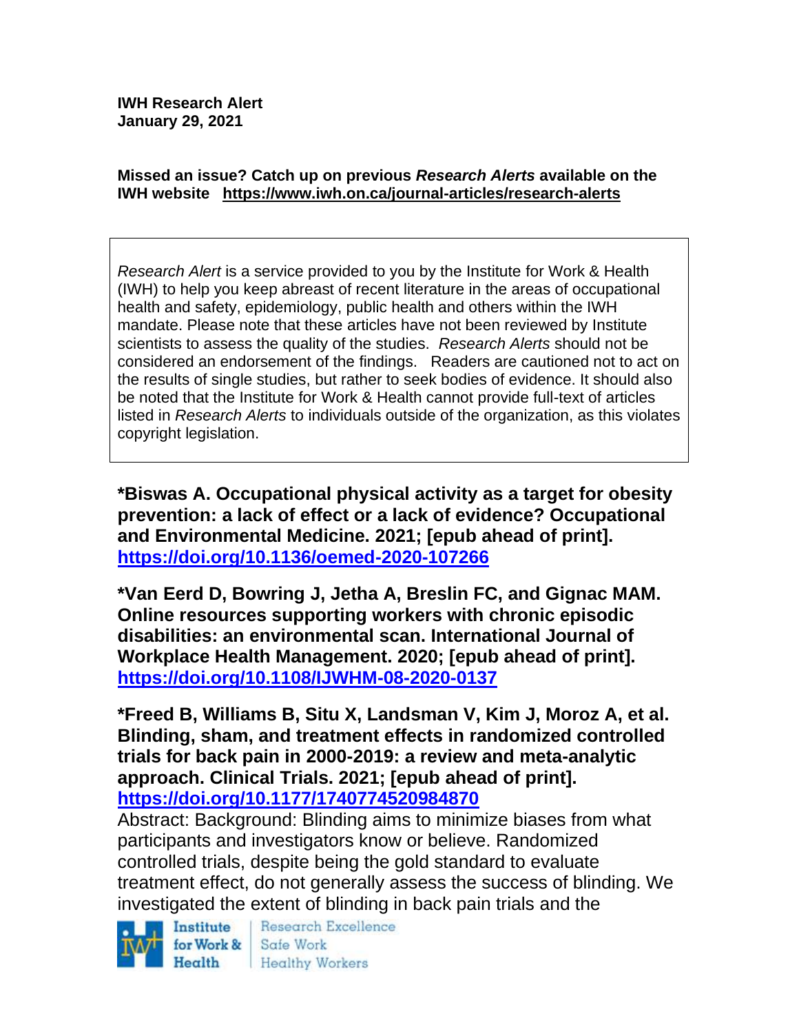**IWH Research Alert**
**January 29, 2021**

**Missed an issue? Catch up on previous *Research Alerts* available on the IWH website https://www.iwh.on.ca/journal-articles/research-alerts**

*Research Alert* is a service provided to you by the Institute for Work & Health (IWH) to help you keep abreast of recent literature in the areas of occupational health and safety, epidemiology, public health and others within the IWH mandate. Please note that these articles have not been reviewed by Institute scientists to assess the quality of the studies. *Research Alerts* should not be considered an endorsement of the findings. Readers are cautioned not to act on the results of single studies, but rather to seek bodies of evidence. It should also be noted that the Institute for Work & Health cannot provide full-text of articles listed in *Research Alerts* to individuals outside of the organization, as this violates copyright legislation.

**\*Biswas A. Occupational physical activity as a target for obesity prevention: a lack of effect or a lack of evidence? Occupational and Environmental Medicine. 2021; [epub ahead of print]. https://doi.org/10.1136/oemed-2020-107266**

**\*Van Eerd D, Bowring J, Jetha A, Breslin FC, and Gignac MAM. Online resources supporting workers with chronic episodic disabilities: an environmental scan. International Journal of Workplace Health Management. 2020; [epub ahead of print]. https://doi.org/10.1108/IJWHM-08-2020-0137**

**\*Freed B, Williams B, Situ X, Landsman V, Kim J, Moroz A, et al. Blinding, sham, and treatment effects in randomized controlled trials for back pain in 2000-2019: a review and meta-analytic approach. Clinical Trials. 2021; [epub ahead of print]. https://doi.org/10.1177/1740774520984870**

Abstract: Background: Blinding aims to minimize biases from what participants and investigators know or believe. Randomized controlled trials, despite being the gold standard to evaluate treatment effect, do not generally assess the success of blinding. We investigated the extent of blinding in back pain trials and the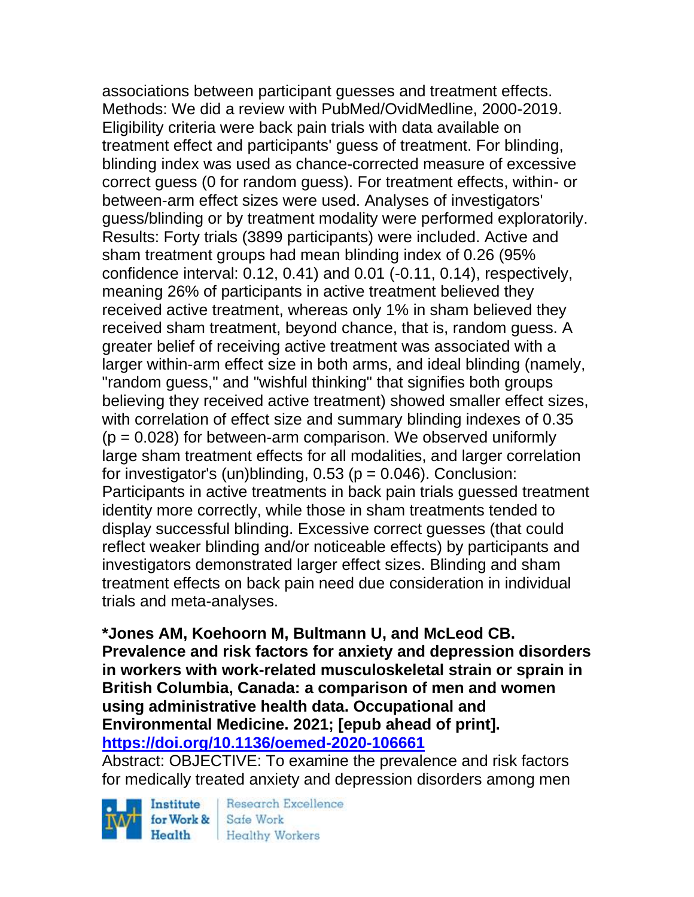associations between participant guesses and treatment effects. Methods: We did a review with PubMed/OvidMedline, 2000-2019. Eligibility criteria were back pain trials with data available on treatment effect and participants' guess of treatment. For blinding, blinding index was used as chance-corrected measure of excessive correct guess (0 for random guess). For treatment effects, within- or between-arm effect sizes were used. Analyses of investigators' guess/blinding or by treatment modality were performed exploratorily. Results: Forty trials (3899 participants) were included. Active and sham treatment groups had mean blinding index of 0.26 (95% confidence interval: 0.12, 0.41) and 0.01 (-0.11, 0.14), respectively, meaning 26% of participants in active treatment believed they received active treatment, whereas only 1% in sham believed they received sham treatment, beyond chance, that is, random guess. A greater belief of receiving active treatment was associated with a larger within-arm effect size in both arms, and ideal blinding (namely, "random guess," and "wishful thinking" that signifies both groups believing they received active treatment) showed smaller effect sizes, with correlation of effect size and summary blinding indexes of 0.35 ($p = 0.028$) for between-arm comparison. We observed uniformly large sham treatment effects for all modalities, and larger correlation for investigator's (un)blinding, 0.53 ($p = 0.046$). Conclusion: Participants in active treatments in back pain trials guessed treatment identity more correctly, while those in sham treatments tended to display successful blinding. Excessive correct guesses (that could reflect weaker blinding and/or noticeable effects) by participants and investigators demonstrated larger effect sizes. Blinding and sham treatment effects on back pain need due consideration in individual trials and meta-analyses.

**\*Jones AM, Koehoorn M, Bultmann U, and McLeod CB. Prevalence and risk factors for anxiety and depression disorders in workers with work-related musculoskeletal strain or sprain in British Columbia, Canada: a comparison of men and women using administrative health data. Occupational and Environmental Medicine. 2021; [epub ahead of print].**
**https://doi.org/10.1136/oemed-2020-106661**

Abstract: OBJECTIVE: To examine the prevalence and risk factors for medically treated anxiety and depression disorders among men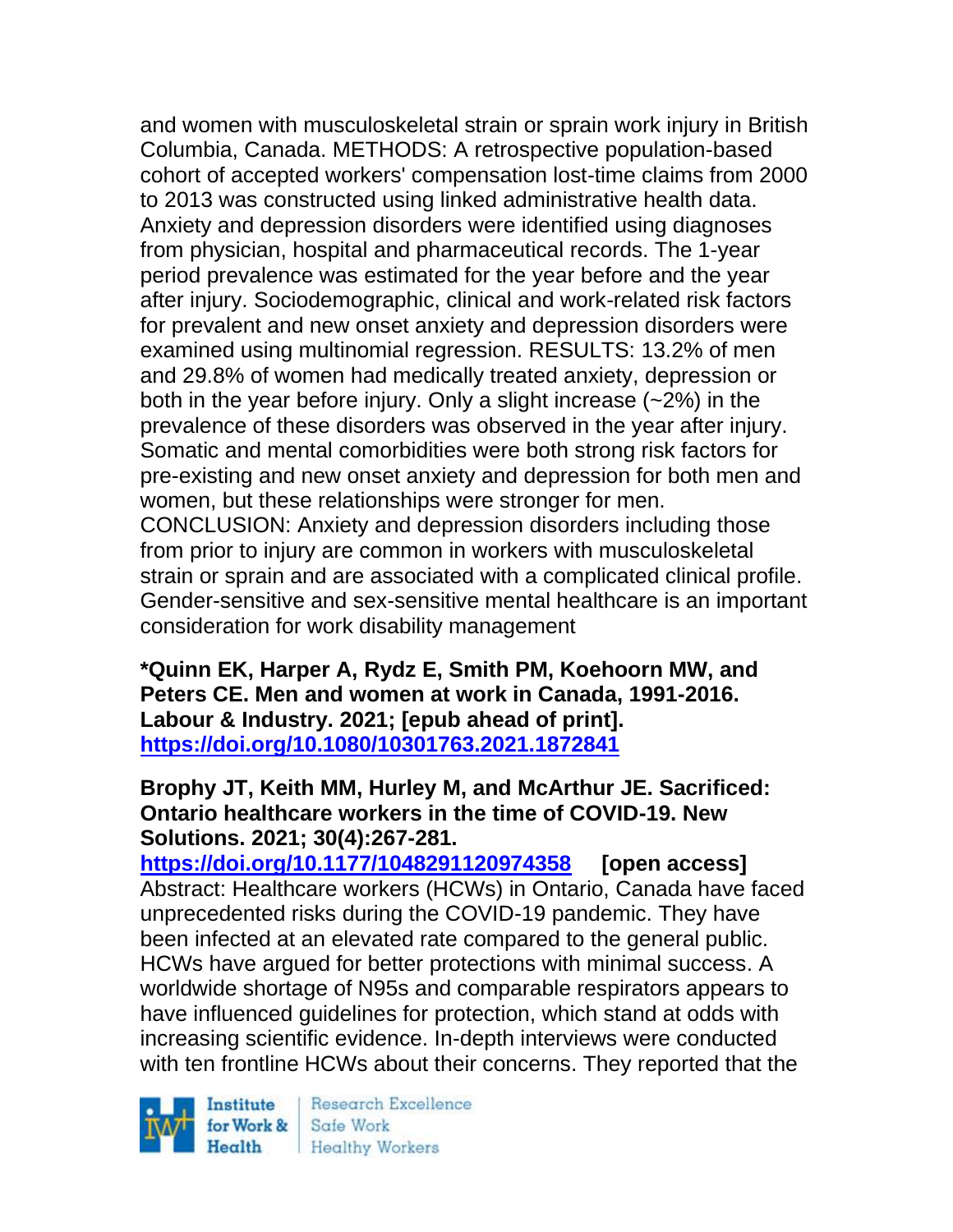and women with musculoskeletal strain or sprain work injury in British Columbia, Canada. METHODS: A retrospective population-based cohort of accepted workers' compensation lost-time claims from 2000 to 2013 was constructed using linked administrative health data. Anxiety and depression disorders were identified using diagnoses from physician, hospital and pharmaceutical records. The 1-year period prevalence was estimated for the year before and the year after injury. Sociodemographic, clinical and work-related risk factors for prevalent and new onset anxiety and depression disorders were examined using multinomial regression. RESULTS: 13.2% of men and 29.8% of women had medically treated anxiety, depression or both in the year before injury. Only a slight increase (~2%) in the prevalence of these disorders was observed in the year after injury. Somatic and mental comorbidities were both strong risk factors for pre-existing and new onset anxiety and depression for both men and women, but these relationships were stronger for men. CONCLUSION: Anxiety and depression disorders including those from prior to injury are common in workers with musculoskeletal strain or sprain and are associated with a complicated clinical profile. Gender-sensitive and sex-sensitive mental healthcare is an important consideration for work disability management

**\*Quinn EK, Harper A, Rydz E, Smith PM, Koehoorn MW, and Peters CE. Men and women at work in Canada, 1991-2016. Labour & Industry. 2021; [epub ahead of print].**
**https://doi.org/10.1080/10301763.2021.1872841**

**Brophy JT, Keith MM, Hurley M, and McArthur JE. Sacrificed: Ontario healthcare workers in the time of COVID-19. New Solutions. 2021; 30(4):267-281.**
**https://doi.org/10.1177/1048291120974358 [open access]**
Abstract: Healthcare workers (HCWs) in Ontario, Canada have faced unprecedented risks during the COVID-19 pandemic. They have been infected at an elevated rate compared to the general public. HCWs have argued for better protections with minimal success. A worldwide shortage of N95s and comparable respirators appears to have influenced guidelines for protection, which stand at odds with increasing scientific evidence. In-depth interviews were conducted with ten frontline HCWs about their concerns. They reported that the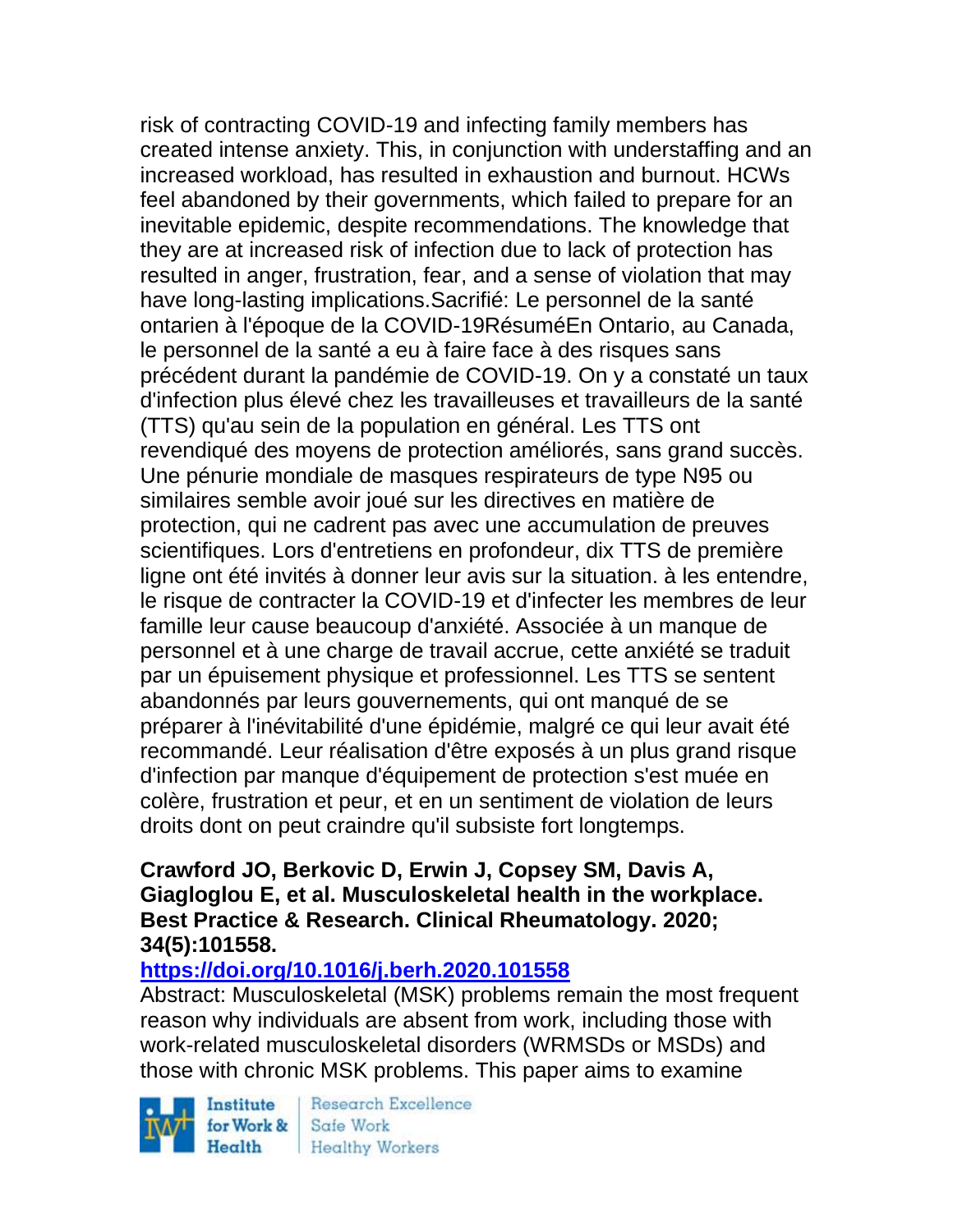risk of contracting COVID-19 and infecting family members has created intense anxiety. This, in conjunction with understaffing and an increased workload, has resulted in exhaustion and burnout. HCWs feel abandoned by their governments, which failed to prepare for an inevitable epidemic, despite recommendations. The knowledge that they are at increased risk of infection due to lack of protection has resulted in anger, frustration, fear, and a sense of violation that may have long-lasting implications.Sacrifié: Le personnel de la santé ontarien à l'époque de la COVID-19RésuméEn Ontario, au Canada, le personnel de la santé a eu à faire face à des risques sans précédent durant la pandémie de COVID-19. On y a constaté un taux d'infection plus élevé chez les travailleuses et travailleurs de la santé (TTS) qu'au sein de la population en général. Les TTS ont revendiqué des moyens de protection améliorés, sans grand succès. Une pénurie mondiale de masques respirateurs de type N95 ou similaires semble avoir joué sur les directives en matière de protection, qui ne cadrent pas avec une accumulation de preuves scientifiques. Lors d'entretiens en profondeur, dix TTS de première ligne ont été invités à donner leur avis sur la situation. à les entendre, le risque de contracter la COVID-19 et d'infecter les membres de leur famille leur cause beaucoup d'anxiété. Associée à un manque de personnel et à une charge de travail accrue, cette anxiété se traduit par un épuisement physique et professionnel. Les TTS se sentent abandonnés par leurs gouvernements, qui ont manqué de se préparer à l'inévitabilité d'une épidémie, malgré ce qui leur avait été recommandé. Leur réalisation d'être exposés à un plus grand risque d'infection par manque d'équipement de protection s'est muée en colère, frustration et peur, et en un sentiment de violation de leurs droits dont on peut craindre qu'il subsiste fort longtemps.

**Crawford JO, Berkovic D, Erwin J, Copsey SM, Davis A, Giagloglou E, et al. Musculoskeletal health in the workplace. Best Practice & Research. Clinical Rheumatology. 2020; 34(5):101558.**

**https://doi.org/10.1016/j.berh.2020.101558**

Abstract: Musculoskeletal (MSK) problems remain the most frequent reason why individuals are absent from work, including those with work-related musculoskeletal disorders (WRMSDs or MSDs) and those with chronic MSK problems. This paper aims to examine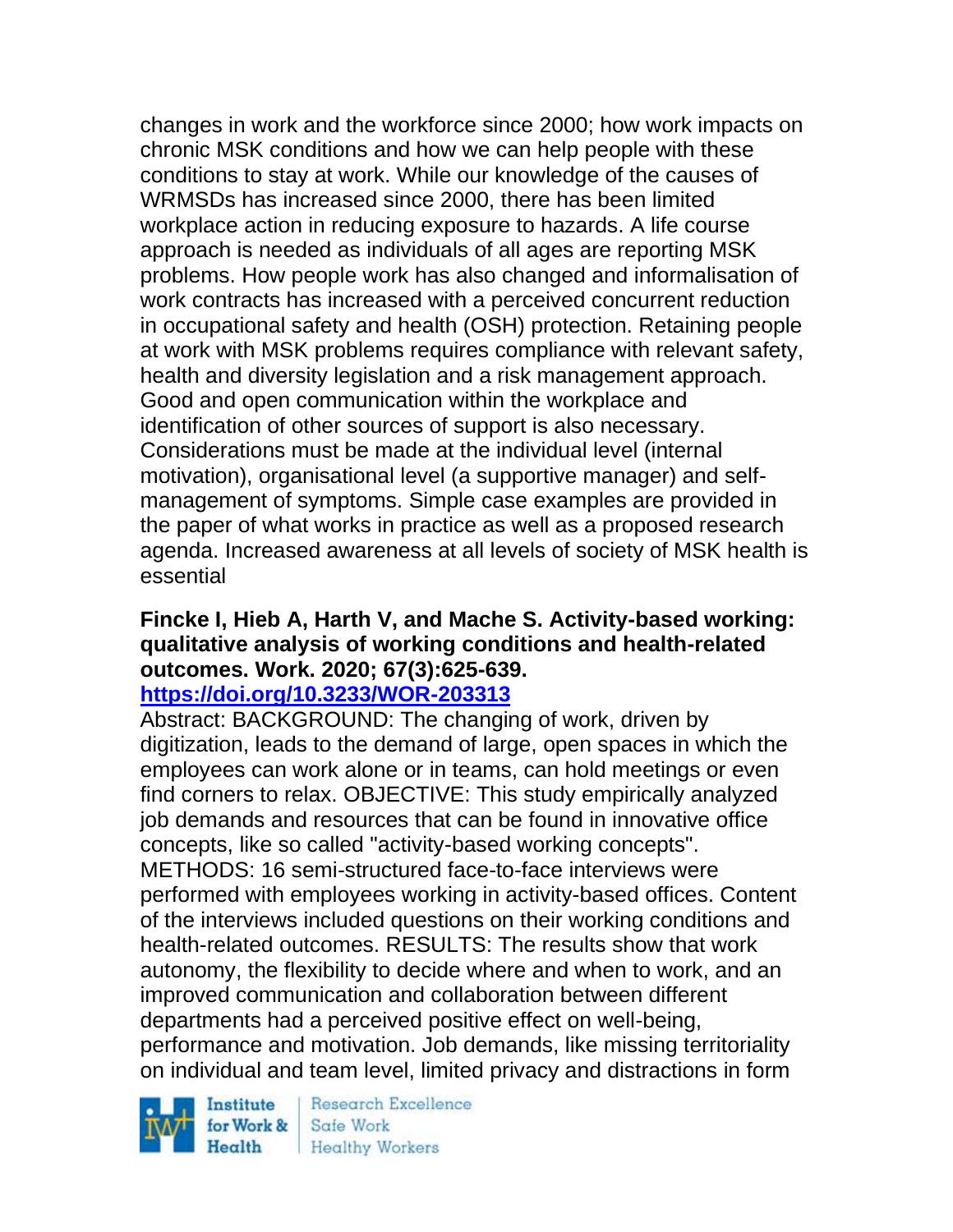changes in work and the workforce since 2000; how work impacts on chronic MSK conditions and how we can help people with these conditions to stay at work. While our knowledge of the causes of WRMSDs has increased since 2000, there has been limited workplace action in reducing exposure to hazards. A life course approach is needed as individuals of all ages are reporting MSK problems. How people work has also changed and informalisation of work contracts has increased with a perceived concurrent reduction in occupational safety and health (OSH) protection. Retaining people at work with MSK problems requires compliance with relevant safety, health and diversity legislation and a risk management approach. Good and open communication within the workplace and identification of other sources of support is also necessary. Considerations must be made at the individual level (internal motivation), organisational level (a supportive manager) and self-management of symptoms. Simple case examples are provided in the paper of what works in practice as well as a proposed research agenda. Increased awareness at all levels of society of MSK health is essential

**Fincke I, Hieb A, Harth V, and Mache S. Activity-based working: qualitative analysis of working conditions and health-related outcomes. Work. 2020; 67(3):625-639.**
**https://doi.org/10.3233/WOR-203313**

Abstract: BACKGROUND: The changing of work, driven by digitization, leads to the demand of large, open spaces in which the employees can work alone or in teams, can hold meetings or even find corners to relax. OBJECTIVE: This study empirically analyzed job demands and resources that can be found in innovative office concepts, like so called "activity-based working concepts". METHODS: 16 semi-structured face-to-face interviews were performed with employees working in activity-based offices. Content of the interviews included questions on their working conditions and health-related outcomes. RESULTS: The results show that work autonomy, the flexibility to decide where and when to work, and an improved communication and collaboration between different departments had a perceived positive effect on well-being, performance and motivation. Job demands, like missing territoriality on individual and team level, limited privacy and distractions in form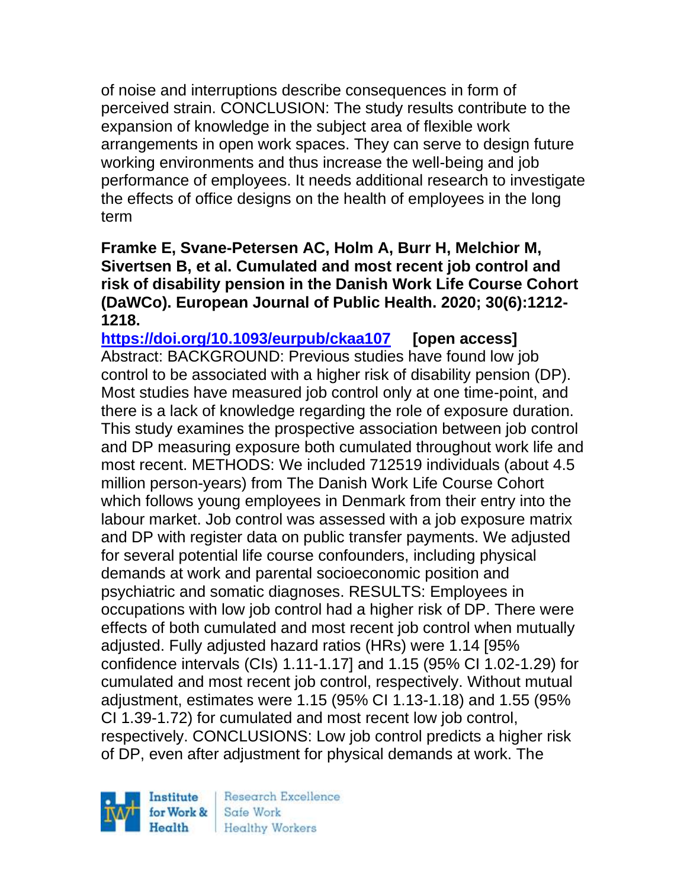of noise and interruptions describe consequences in form of perceived strain. CONCLUSION: The study results contribute to the expansion of knowledge in the subject area of flexible work arrangements in open work spaces. They can serve to design future working environments and thus increase the well-being and job performance of employees. It needs additional research to investigate the effects of office designs on the health of employees in the long term

**Framke E, Svane-Petersen AC, Holm A, Burr H, Melchior M, Sivertsen B, et al. Cumulated and most recent job control and risk of disability pension in the Danish Work Life Course Cohort (DaWCo). European Journal of Public Health. 2020; 30(6):1212-1218.**

**https://doi.org/10.1093/eurpub/ckaa107 [open access]**

Abstract: BACKGROUND: Previous studies have found low job control to be associated with a higher risk of disability pension (DP). Most studies have measured job control only at one time-point, and there is a lack of knowledge regarding the role of exposure duration. This study examines the prospective association between job control and DP measuring exposure both cumulated throughout work life and most recent. METHODS: We included 712519 individuals (about 4.5 million person-years) from The Danish Work Life Course Cohort which follows young employees in Denmark from their entry into the labour market. Job control was assessed with a job exposure matrix and DP with register data on public transfer payments. We adjusted for several potential life course confounders, including physical demands at work and parental socioeconomic position and psychiatric and somatic diagnoses. RESULTS: Employees in occupations with low job control had a higher risk of DP. There were effects of both cumulated and most recent job control when mutually adjusted. Fully adjusted hazard ratios (HRs) were 1.14 [95% confidence intervals (CIs) 1.11-1.17] and 1.15 (95% CI 1.02-1.29) for cumulated and most recent job control, respectively. Without mutual adjustment, estimates were 1.15 (95% CI 1.13-1.18) and 1.55 (95% CI 1.39-1.72) for cumulated and most recent low job control, respectively. CONCLUSIONS: Low job control predicts a higher risk of DP, even after adjustment for physical demands at work. The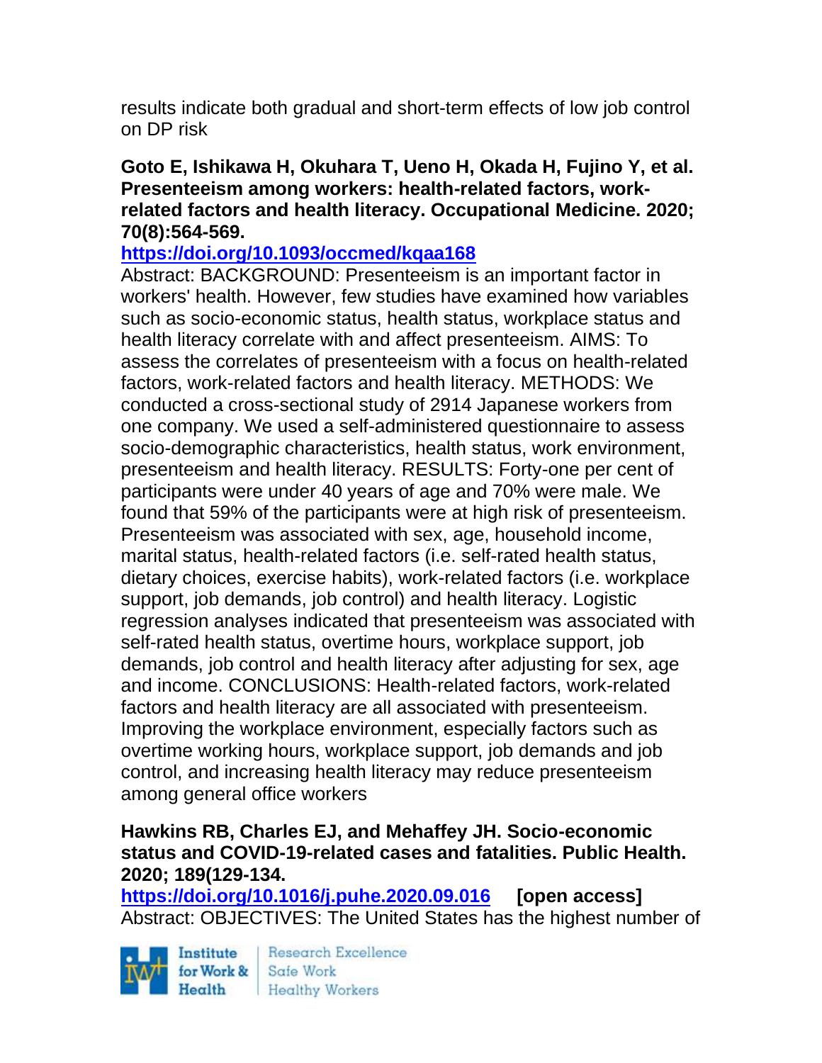results indicate both gradual and short-term effects of low job control on DP risk

**Goto E, Ishikawa H, Okuhara T, Ueno H, Okada H, Fujino Y, et al. Presenteeism among workers: health-related factors, work-related factors and health literacy. Occupational Medicine. 2020; 70(8):564-569.**

**https://doi.org/10.1093/occmed/kqaa168**

Abstract: BACKGROUND: Presenteeism is an important factor in workers' health. However, few studies have examined how variables such as socio-economic status, health status, workplace status and health literacy correlate with and affect presenteeism. AIMS: To assess the correlates of presenteeism with a focus on health-related factors, work-related factors and health literacy. METHODS: We conducted a cross-sectional study of 2914 Japanese workers from one company. We used a self-administered questionnaire to assess socio-demographic characteristics, health status, work environment, presenteeism and health literacy. RESULTS: Forty-one per cent of participants were under 40 years of age and 70% were male. We found that 59% of the participants were at high risk of presenteeism. Presenteeism was associated with sex, age, household income, marital status, health-related factors (i.e. self-rated health status, dietary choices, exercise habits), work-related factors (i.e. workplace support, job demands, job control) and health literacy. Logistic regression analyses indicated that presenteeism was associated with self-rated health status, overtime hours, workplace support, job demands, job control and health literacy after adjusting for sex, age and income. CONCLUSIONS: Health-related factors, work-related factors and health literacy are all associated with presenteeism. Improving the workplace environment, especially factors such as overtime working hours, workplace support, job demands and job control, and increasing health literacy may reduce presenteeism among general office workers

**Hawkins RB, Charles EJ, and Mehaffey JH. Socio-economic status and COVID-19-related cases and fatalities. Public Health. 2020; 189(129-134.**

**https://doi.org/10.1016/j.puhe.2020.09.016 [open access]**

Abstract: OBJECTIVES: The United States has the highest number of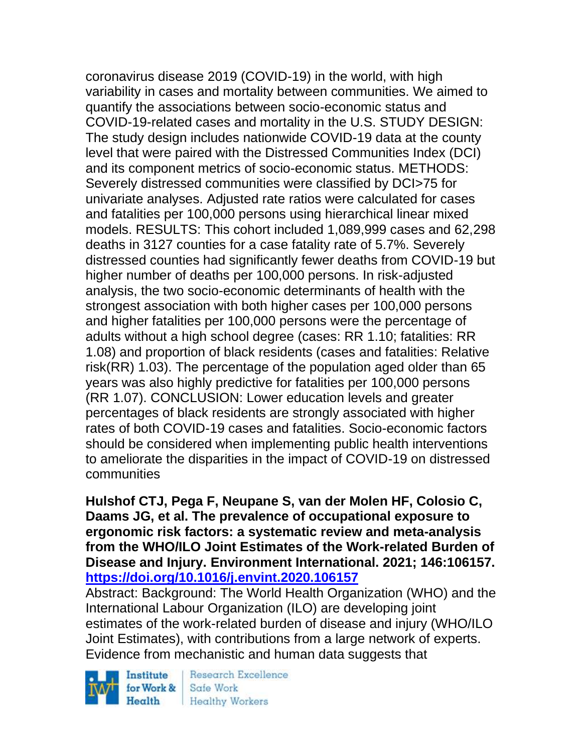coronavirus disease 2019 (COVID-19) in the world, with high variability in cases and mortality between communities. We aimed to quantify the associations between socio-economic status and COVID-19-related cases and mortality in the U.S. STUDY DESIGN: The study design includes nationwide COVID-19 data at the county level that were paired with the Distressed Communities Index (DCI) and its component metrics of socio-economic status. METHODS: Severely distressed communities were classified by DCI>75 for univariate analyses. Adjusted rate ratios were calculated for cases and fatalities per 100,000 persons using hierarchical linear mixed models. RESULTS: This cohort included 1,089,999 cases and 62,298 deaths in 3127 counties for a case fatality rate of 5.7%. Severely distressed counties had significantly fewer deaths from COVID-19 but higher number of deaths per 100,000 persons. In risk-adjusted analysis, the two socio-economic determinants of health with the strongest association with both higher cases per 100,000 persons and higher fatalities per 100,000 persons were the percentage of adults without a high school degree (cases: RR 1.10; fatalities: RR 1.08) and proportion of black residents (cases and fatalities: Relative risk(RR) 1.03). The percentage of the population aged older than 65 years was also highly predictive for fatalities per 100,000 persons (RR 1.07). CONCLUSION: Lower education levels and greater percentages of black residents are strongly associated with higher rates of both COVID-19 cases and fatalities. Socio-economic factors should be considered when implementing public health interventions to ameliorate the disparities in the impact of COVID-19 on distressed communities

**Hulshof CTJ, Pega F, Neupane S, van der Molen HF, Colosio C, Daams JG, et al. The prevalence of occupational exposure to ergonomic risk factors: a systematic review and meta-analysis from the WHO/ILO Joint Estimates of the Work-related Burden of Disease and Injury. Environment International. 2021; 146:106157. https://doi.org/10.1016/j.envint.2020.106157**

Abstract: Background: The World Health Organization (WHO) and the International Labour Organization (ILO) are developing joint estimates of the work-related burden of disease and injury (WHO/ILO Joint Estimates), with contributions from a large network of experts. Evidence from mechanistic and human data suggests that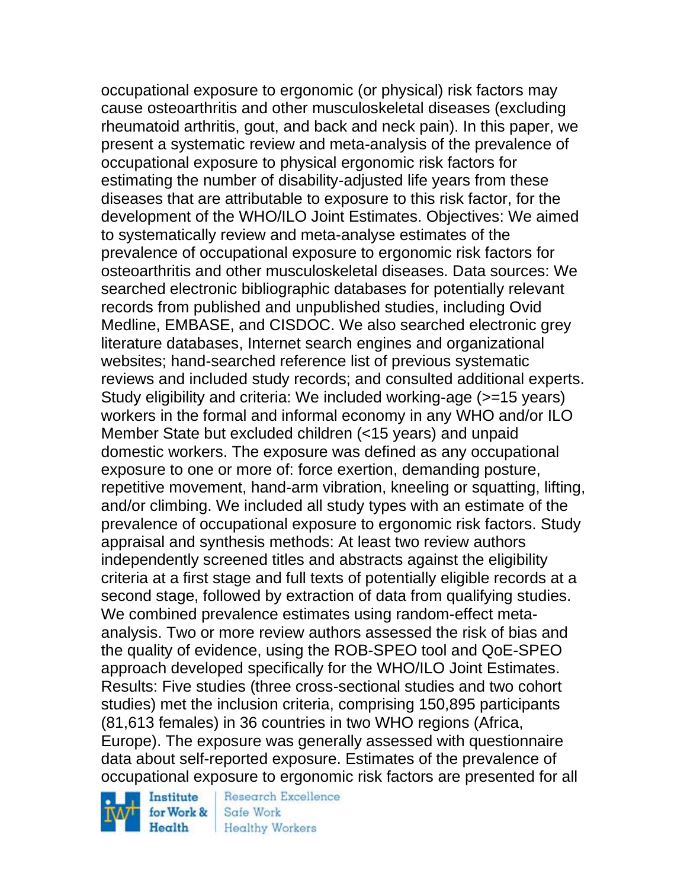occupational exposure to ergonomic (or physical) risk factors may cause osteoarthritis and other musculoskeletal diseases (excluding rheumatoid arthritis, gout, and back and neck pain). In this paper, we present a systematic review and meta-analysis of the prevalence of occupational exposure to physical ergonomic risk factors for estimating the number of disability-adjusted life years from these diseases that are attributable to exposure to this risk factor, for the development of the WHO/ILO Joint Estimates. Objectives: We aimed to systematically review and meta-analyse estimates of the prevalence of occupational exposure to ergonomic risk factors for osteoarthritis and other musculoskeletal diseases. Data sources: We searched electronic bibliographic databases for potentially relevant records from published and unpublished studies, including Ovid Medline, EMBASE, and CISDOC. We also searched electronic grey literature databases, Internet search engines and organizational websites; hand-searched reference list of previous systematic reviews and included study records; and consulted additional experts. Study eligibility and criteria: We included working-age (>=15 years) workers in the formal and informal economy in any WHO and/or ILO Member State but excluded children (<15 years) and unpaid domestic workers. The exposure was defined as any occupational exposure to one or more of: force exertion, demanding posture, repetitive movement, hand-arm vibration, kneeling or squatting, lifting, and/or climbing. We included all study types with an estimate of the prevalence of occupational exposure to ergonomic risk factors. Study appraisal and synthesis methods: At least two review authors independently screened titles and abstracts against the eligibility criteria at a first stage and full texts of potentially eligible records at a second stage, followed by extraction of data from qualifying studies. We combined prevalence estimates using random-effect meta-analysis. Two or more review authors assessed the risk of bias and the quality of evidence, using the ROB-SPEO tool and QoE-SPEO approach developed specifically for the WHO/ILO Joint Estimates. Results: Five studies (three cross-sectional studies and two cohort studies) met the inclusion criteria, comprising 150,895 participants (81,613 females) in 36 countries in two WHO regions (Africa, Europe). The exposure was generally assessed with questionnaire data about self-reported exposure. Estimates of the prevalence of occupational exposure to ergonomic risk factors are presented for all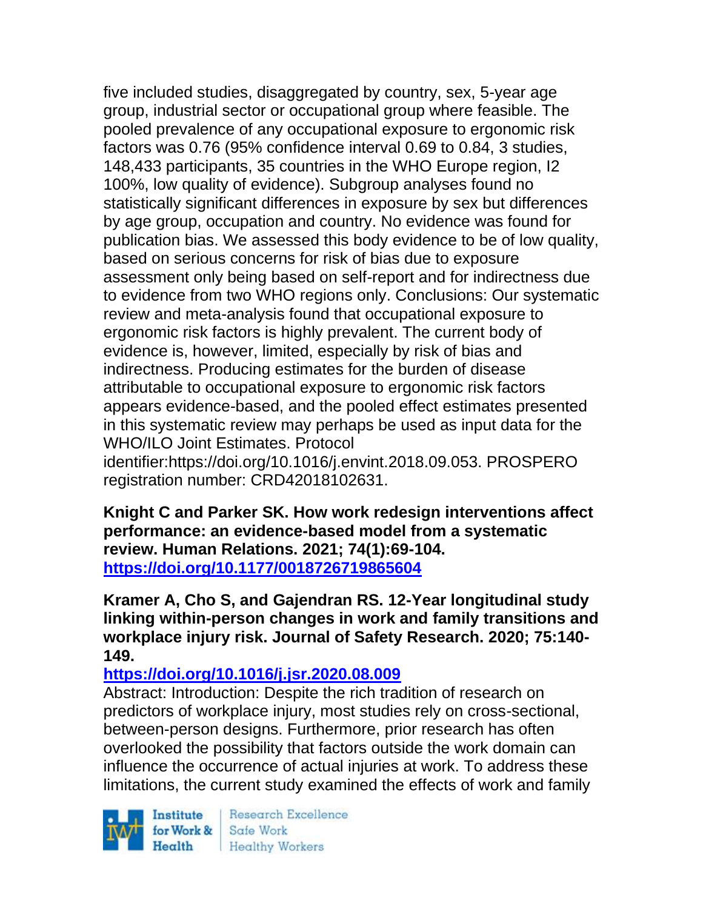five included studies, disaggregated by country, sex, 5-year age group, industrial sector or occupational group where feasible. The pooled prevalence of any occupational exposure to ergonomic risk factors was 0.76 (95% confidence interval 0.69 to 0.84, 3 studies, 148,433 participants, 35 countries in the WHO Europe region, I2 100%, low quality of evidence). Subgroup analyses found no statistically significant differences in exposure by sex but differences by age group, occupation and country. No evidence was found for publication bias. We assessed this body evidence to be of low quality, based on serious concerns for risk of bias due to exposure assessment only being based on self-report and for indirectness due to evidence from two WHO regions only. Conclusions: Our systematic review and meta-analysis found that occupational exposure to ergonomic risk factors is highly prevalent. The current body of evidence is, however, limited, especially by risk of bias and indirectness. Producing estimates for the burden of disease attributable to occupational exposure to ergonomic risk factors appears evidence-based, and the pooled effect estimates presented in this systematic review may perhaps be used as input data for the WHO/ILO Joint Estimates. Protocol identifier:https://doi.org/10.1016/j.envint.2018.09.053. PROSPERO registration number: CRD42018102631.

**Knight C and Parker SK. How work redesign interventions affect performance: an evidence-based model from a systematic review. Human Relations. 2021; 74(1):69-104.**
**https://doi.org/10.1177/0018726719865604**

**Kramer A, Cho S, and Gajendran RS. 12-Year longitudinal study linking within-person changes in work and family transitions and workplace injury risk. Journal of Safety Research. 2020; 75:140-149.**
**https://doi.org/10.1016/j.jsr.2020.08.009**
Abstract: Introduction: Despite the rich tradition of research on predictors of workplace injury, most studies rely on cross-sectional, between-person designs. Furthermore, prior research has often overlooked the possibility that factors outside the work domain can influence the occurrence of actual injuries at work. To address these limitations, the current study examined the effects of work and family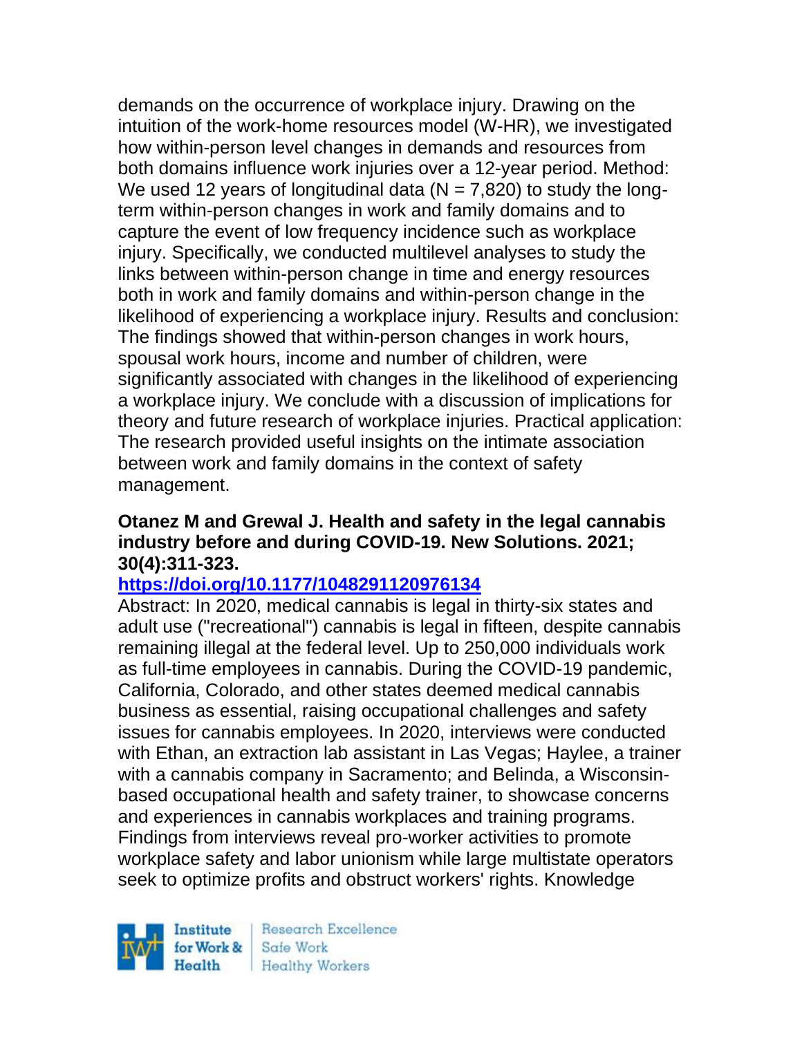demands on the occurrence of workplace injury. Drawing on the intuition of the work-home resources model (W-HR), we investigated how within-person level changes in demands and resources from both domains influence work injuries over a 12-year period. Method: We used 12 years of longitudinal data (N = 7,820) to study the long-term within-person changes in work and family domains and to capture the event of low frequency incidence such as workplace injury. Specifically, we conducted multilevel analyses to study the links between within-person change in time and energy resources both in work and family domains and within-person change in the likelihood of experiencing a workplace injury. Results and conclusion: The findings showed that within-person changes in work hours, spousal work hours, income and number of children, were significantly associated with changes in the likelihood of experiencing a workplace injury. We conclude with a discussion of implications for theory and future research of workplace injuries. Practical application: The research provided useful insights on the intimate association between work and family domains in the context of safety management.

**Otanez M and Grewal J. Health and safety in the legal cannabis industry before and during COVID-19. New Solutions. 2021; 30(4):311-323.**

**https://doi.org/10.1177/1048291120976134**

Abstract: In 2020, medical cannabis is legal in thirty-six states and adult use ("recreational") cannabis is legal in fifteen, despite cannabis remaining illegal at the federal level. Up to 250,000 individuals work as full-time employees in cannabis. During the COVID-19 pandemic, California, Colorado, and other states deemed medical cannabis business as essential, raising occupational challenges and safety issues for cannabis employees. In 2020, interviews were conducted with Ethan, an extraction lab assistant in Las Vegas; Haylee, a trainer with a cannabis company in Sacramento; and Belinda, a Wisconsin-based occupational health and safety trainer, to showcase concerns and experiences in cannabis workplaces and training programs. Findings from interviews reveal pro-worker activities to promote workplace safety and labor unionism while large multistate operators seek to optimize profits and obstruct workers' rights. Knowledge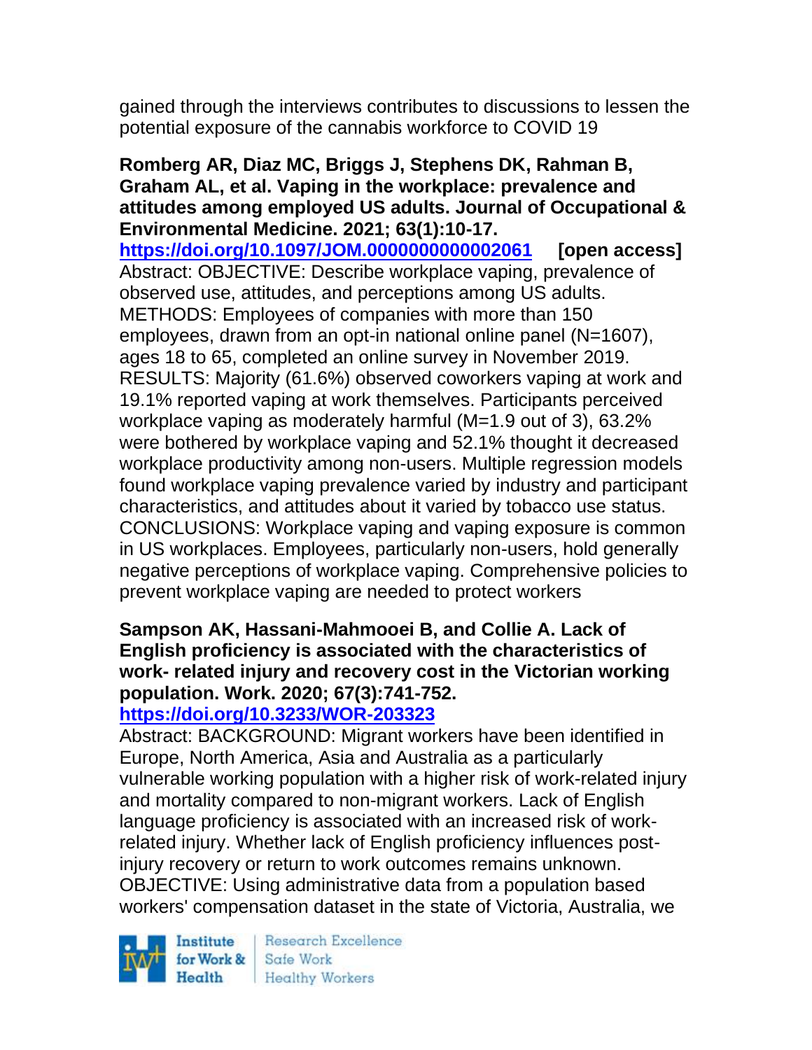gained through the interviews contributes to discussions to lessen the potential exposure of the cannabis workforce to COVID 19

**Romberg AR, Diaz MC, Briggs J, Stephens DK, Rahman B, Graham AL, et al. Vaping in the workplace: prevalence and attitudes among employed US adults. Journal of Occupational & Environmental Medicine. 2021; 63(1):10-17.**
**https://doi.org/10.1097/JOM.0000000000002061** **[open access]**
Abstract: OBJECTIVE: Describe workplace vaping, prevalence of observed use, attitudes, and perceptions among US adults. METHODS: Employees of companies with more than 150 employees, drawn from an opt-in national online panel (N=1607), ages 18 to 65, completed an online survey in November 2019. RESULTS: Majority (61.6%) observed coworkers vaping at work and 19.1% reported vaping at work themselves. Participants perceived workplace vaping as moderately harmful (M=1.9 out of 3), 63.2% were bothered by workplace vaping and 52.1% thought it decreased workplace productivity among non-users. Multiple regression models found workplace vaping prevalence varied by industry and participant characteristics, and attitudes about it varied by tobacco use status. CONCLUSIONS: Workplace vaping and vaping exposure is common in US workplaces. Employees, particularly non-users, hold generally negative perceptions of workplace vaping. Comprehensive policies to prevent workplace vaping are needed to protect workers

**Sampson AK, Hassani-Mahmooei B, and Collie A. Lack of English proficiency is associated with the characteristics of work- related injury and recovery cost in the Victorian working population. Work. 2020; 67(3):741-752.**
**https://doi.org/10.3233/WOR-203323**
Abstract: BACKGROUND: Migrant workers have been identified in Europe, North America, Asia and Australia as a particularly vulnerable working population with a higher risk of work-related injury and mortality compared to non-migrant workers. Lack of English language proficiency is associated with an increased risk of work-related injury. Whether lack of English proficiency influences post-injury recovery or return to work outcomes remains unknown. OBJECTIVE: Using administrative data from a population based workers' compensation dataset in the state of Victoria, Australia, we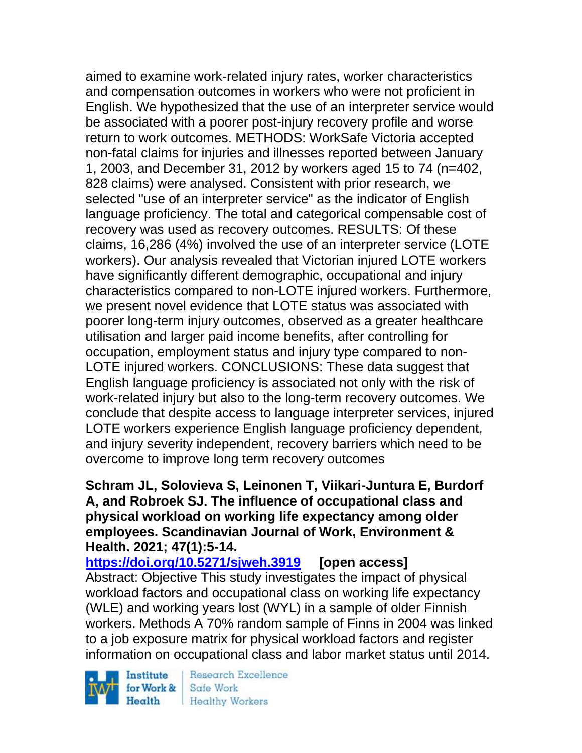aimed to examine work-related injury rates, worker characteristics and compensation outcomes in workers who were not proficient in English. We hypothesized that the use of an interpreter service would be associated with a poorer post-injury recovery profile and worse return to work outcomes. METHODS: WorkSafe Victoria accepted non-fatal claims for injuries and illnesses reported between January 1, 2003, and December 31, 2012 by workers aged 15 to 74 (n=402, 828 claims) were analysed. Consistent with prior research, we selected "use of an interpreter service" as the indicator of English language proficiency. The total and categorical compensable cost of recovery was used as recovery outcomes. RESULTS: Of these claims, 16,286 (4%) involved the use of an interpreter service (LOTE workers). Our analysis revealed that Victorian injured LOTE workers have significantly different demographic, occupational and injury characteristics compared to non-LOTE injured workers. Furthermore, we present novel evidence that LOTE status was associated with poorer long-term injury outcomes, observed as a greater healthcare utilisation and larger paid income benefits, after controlling for occupation, employment status and injury type compared to non-LOTE injured workers. CONCLUSIONS: These data suggest that English language proficiency is associated not only with the risk of work-related injury but also to the long-term recovery outcomes. We conclude that despite access to language interpreter services, injured LOTE workers experience English language proficiency dependent, and injury severity independent, recovery barriers which need to be overcome to improve long term recovery outcomes

**Schram JL, Solovieva S, Leinonen T, Viikari-Juntura E, Burdorf A, and Robroek SJ. The influence of occupational class and physical workload on working life expectancy among older employees. Scandinavian Journal of Work, Environment & Health. 2021; 47(1):5-14.**

**https://doi.org/10.5271/sjweh.3919 [open access]**

Abstract: Objective This study investigates the impact of physical workload factors and occupational class on working life expectancy (WLE) and working years lost (WYL) in a sample of older Finnish workers. Methods A 70% random sample of Finns in 2004 was linked to a job exposure matrix for physical workload factors and register information on occupational class and labor market status until 2014.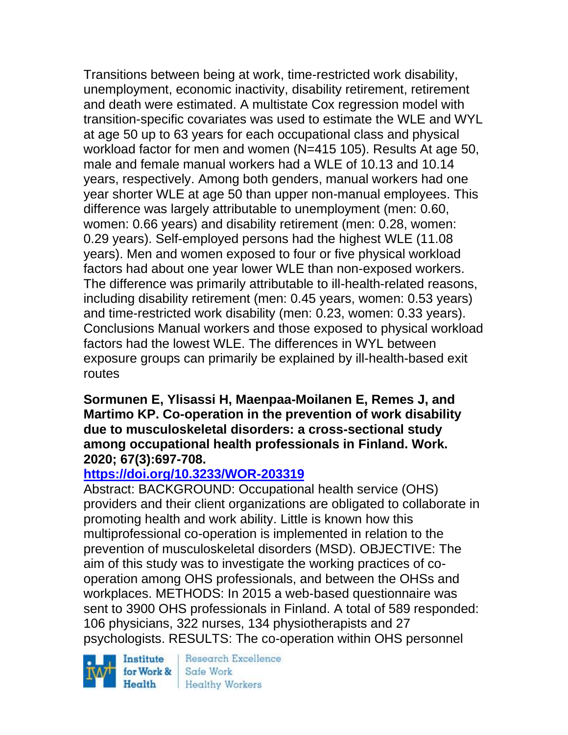Transitions between being at work, time-restricted work disability, unemployment, economic inactivity, disability retirement, retirement and death were estimated. A multistate Cox regression model with transition-specific covariates was used to estimate the WLE and WYL at age 50 up to 63 years for each occupational class and physical workload factor for men and women (N=415 105). Results At age 50, male and female manual workers had a WLE of 10.13 and 10.14 years, respectively. Among both genders, manual workers had one year shorter WLE at age 50 than upper non-manual employees. This difference was largely attributable to unemployment (men: 0.60, women: 0.66 years) and disability retirement (men: 0.28, women: 0.29 years). Self-employed persons had the highest WLE (11.08 years). Men and women exposed to four or five physical workload factors had about one year lower WLE than non-exposed workers. The difference was primarily attributable to ill-health-related reasons, including disability retirement (men: 0.45 years, women: 0.53 years) and time-restricted work disability (men: 0.23, women: 0.33 years). Conclusions Manual workers and those exposed to physical workload factors had the lowest WLE. The differences in WYL between exposure groups can primarily be explained by ill-health-based exit routes

**Sormunen E, Ylisassi H, Maenpaa-Moilanen E, Remes J, and Martimo KP. Co-operation in the prevention of work disability due to musculoskeletal disorders: a cross-sectional study among occupational health professionals in Finland. Work. 2020; 67(3):697-708.**

**https://doi.org/10.3233/WOR-203319**

Abstract: BACKGROUND: Occupational health service (OHS) providers and their client organizations are obligated to collaborate in promoting health and work ability. Little is known how this multiprofessional co-operation is implemented in relation to the prevention of musculoskeletal disorders (MSD). OBJECTIVE: The aim of this study was to investigate the working practices of co-operation among OHS professionals, and between the OHSs and workplaces. METHODS: In 2015 a web-based questionnaire was sent to 3900 OHS professionals in Finland. A total of 589 responded: 106 physicians, 322 nurses, 134 physiotherapists and 27 psychologists. RESULTS: The co-operation within OHS personnel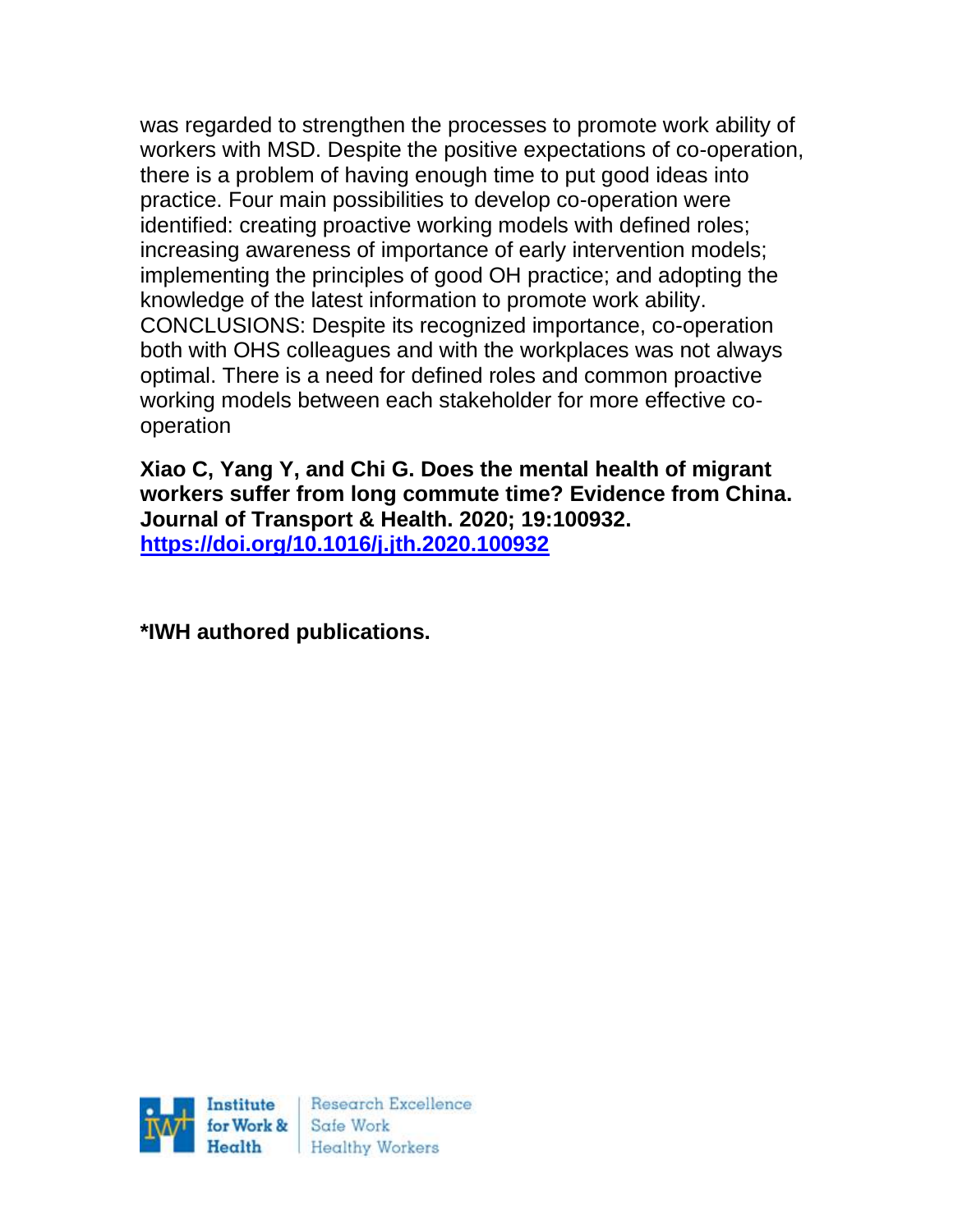was regarded to strengthen the processes to promote work ability of workers with MSD. Despite the positive expectations of co-operation, there is a problem of having enough time to put good ideas into practice. Four main possibilities to develop co-operation were identified: creating proactive working models with defined roles; increasing awareness of importance of early intervention models; implementing the principles of good OH practice; and adopting the knowledge of the latest information to promote work ability. CONCLUSIONS: Despite its recognized importance, co-operation both with OHS colleagues and with the workplaces was not always optimal. There is a need for defined roles and common proactive working models between each stakeholder for more effective co-operation

**Xiao C, Yang Y, and Chi G. Does the mental health of migrant workers suffer from long commute time? Evidence from China. Journal of Transport & Health. 2020; 19:100932. https://doi.org/10.1016/j.jth.2020.100932**

**\*IWH authored publications.**